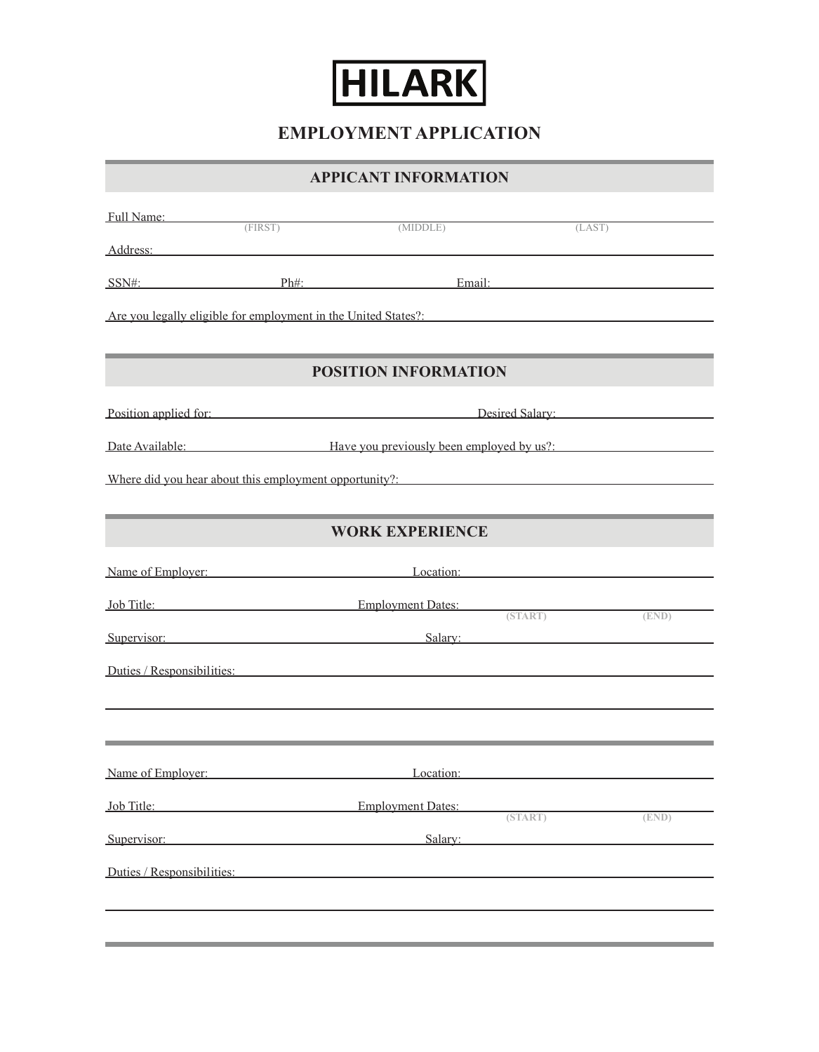# HILARK

## EMPLOYMENT APPLICATION

### APPICANT INFORMATION

Full Name: (FIRST) (MIDDLE) (LAST)

Address:

SSN#: Ph#: Email:

Are you legally eligible for employment in the United States?:

### POSITION INFORMATION

Position applied for: Desired Salary:

Date Available: Have you previously been employed by us?:

Where did you hear about this employment opportunity?:

### WORK EXPERIENCE

Name of Employer: Location:

Job Title: Employment Dates: **(START)** **(END)**

Supervisor: Salary:

Duties / Responsibilities:

---

Name of Employer: Location:

Job Title: Employment Dates: **(START)** **(END)**

Supervisor: Salary:

Duties / Responsibilities:

---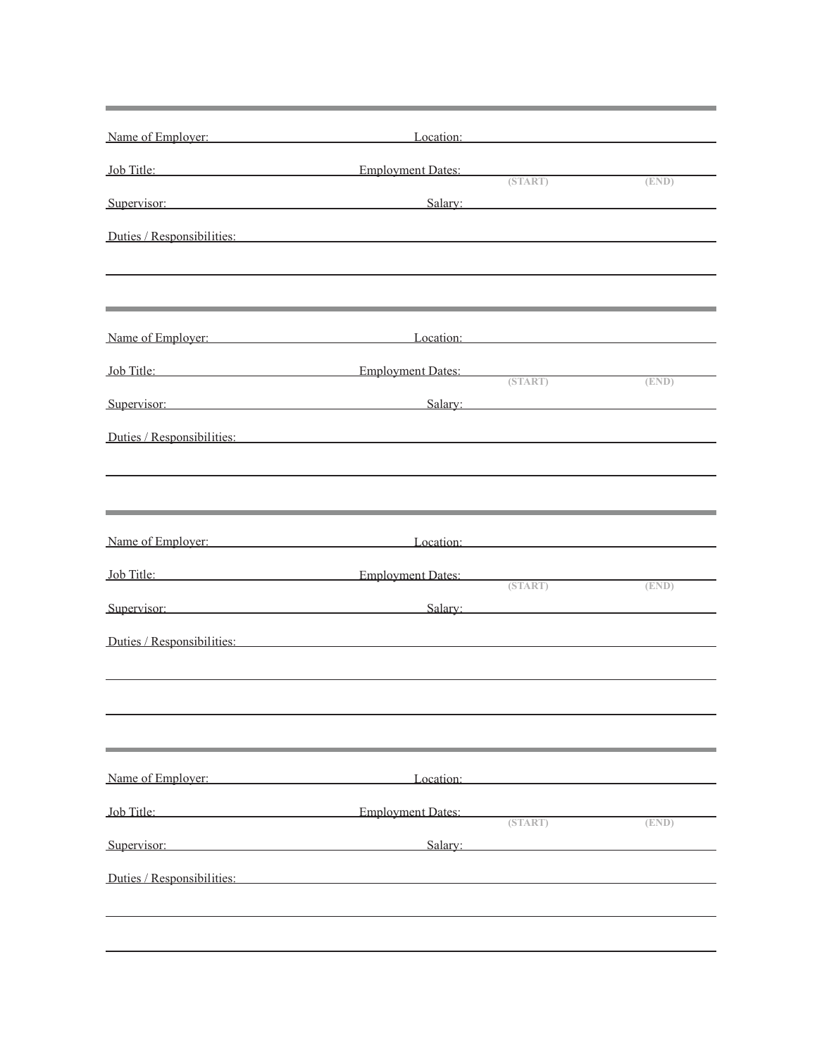---

Name of Employer: ______________________ Location: ______________________

Job Title: ______________________ Employment Dates: __________ (START) __________ (END)

Supervisor: ______________________ Salary: ______________________

Duties / Responsibilities: ______________________

______________________________________________

---

Name of Employer: ______________________ Location: ______________________

Job Title: ______________________ Employment Dates: __________ (START) __________ (END)

Supervisor: ______________________ Salary: ______________________

Duties / Responsibilities: ______________________

______________________________________________

---

Name of Employer: ______________________ Location: ______________________

Job Title: ______________________ Employment Dates: __________ (START) __________ (END)

Supervisor: ______________________ Salary: ______________________

Duties / Responsibilities: ______________________

______________________________________________

______________________________________________

---

Name of Employer: ______________________ Location: ______________________

Job Title: ______________________ Employment Dates: __________ (START) __________ (END)

Supervisor: ______________________ Salary: ______________________

Duties / Responsibilities: ______________________

______________________________________________

______________________________________________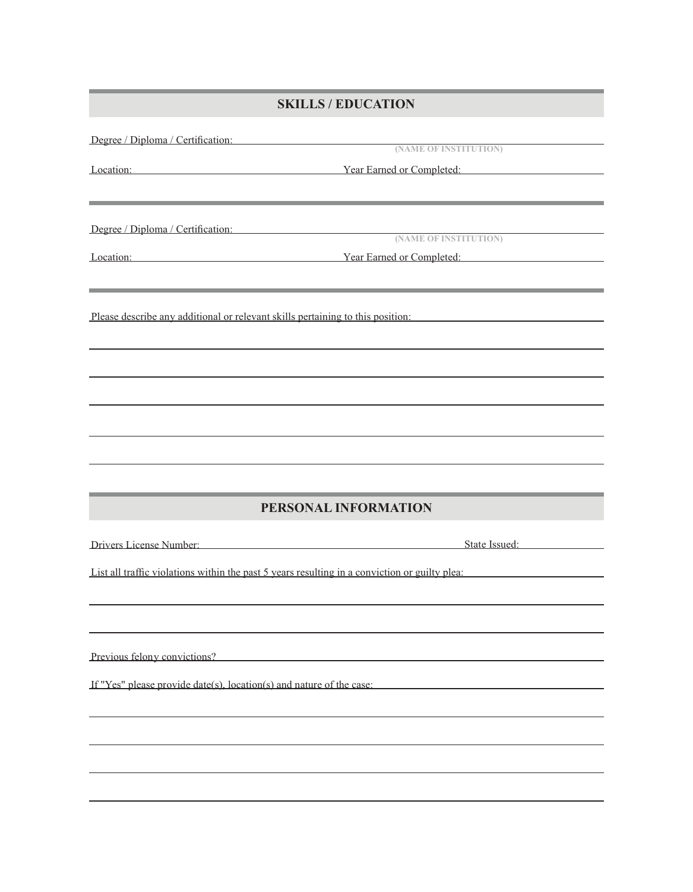## SKILLS / EDUCATION

Degree / Diploma / Certification: ______________________________

(NAME OF INSTITUTION)

Location: ______________________ Year Earned or Completed: ______________________

---

Degree / Diploma / Certification: ______________________________

(NAME OF INSTITUTION)

Location: ______________________ Year Earned or Completed: ______________________

---

Please describe any additional or relevant skills pertaining to this position: ______________________________

______________________________________________________________

______________________________________________________________

______________________________________________________________

______________________________________________________________

______________________________________________________________

## PERSONAL INFORMATION

Drivers License Number: ______________________ State Issued: ______________

List all traffic violations within the past 5 years resulting in a conviction or guilty plea: ______________________________

______________________________________________________________

______________________________________________________________

Previous felony convictions? ______________________________

If "Yes" please provide date(s), location(s) and nature of the case: ______________________________

______________________________________________________________

______________________________________________________________

______________________________________________________________

______________________________________________________________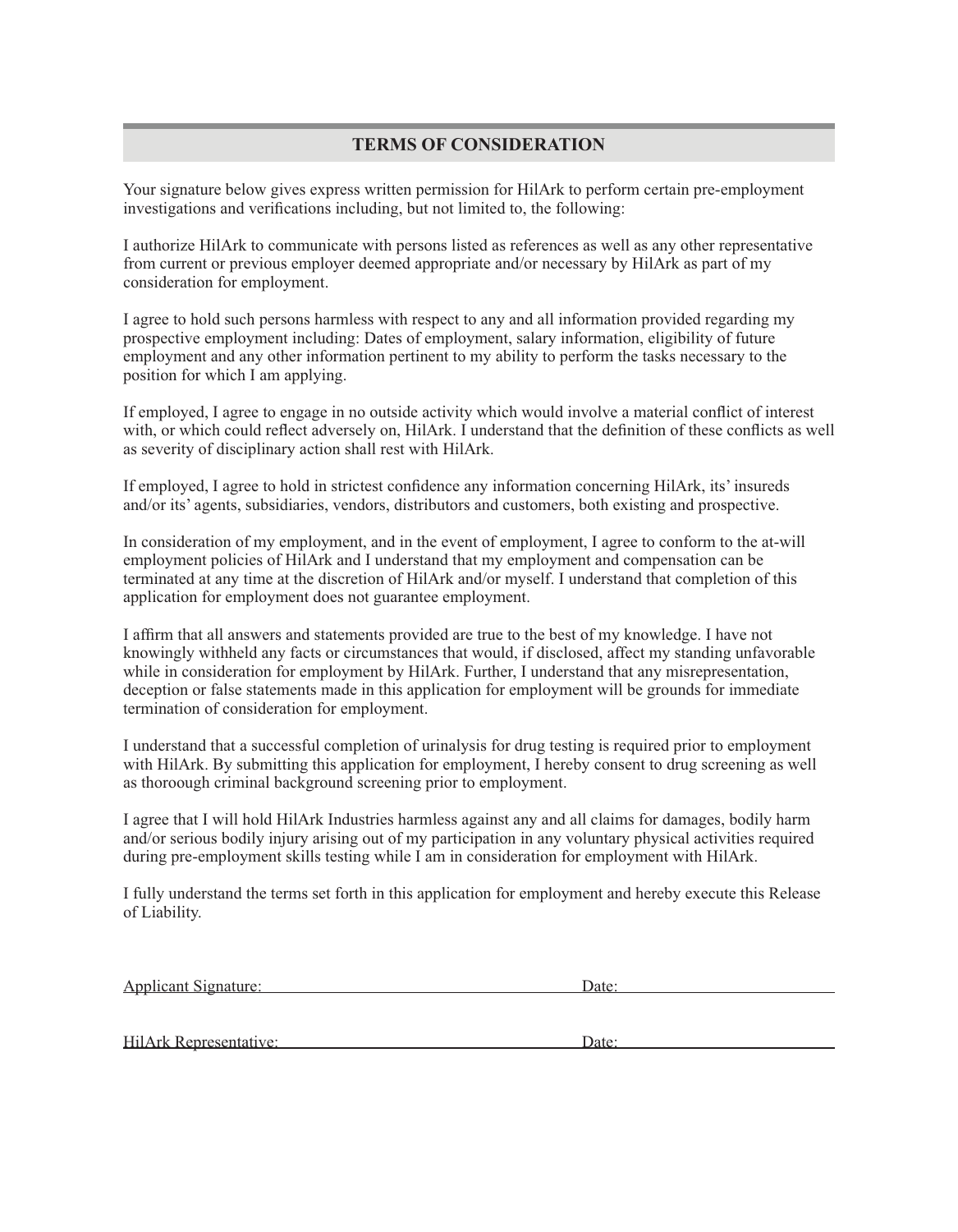## TERMS OF CONSIDERATION

Your signature below gives express written permission for HilArk to perform certain pre-employment investigations and verifications including, but not limited to, the following:

I authorize HilArk to communicate with persons listed as references as well as any other representative from current or previous employer deemed appropriate and/or necessary by HilArk as part of my consideration for employment.

I agree to hold such persons harmless with respect to any and all information provided regarding my prospective employment including: Dates of employment, salary information, eligibility of future employment and any other information pertinent to my ability to perform the tasks necessary to the position for which I am applying.

If employed, I agree to engage in no outside activity which would involve a material conflict of interest with, or which could reflect adversely on, HilArk. I understand that the definition of these conflicts as well as severity of disciplinary action shall rest with HilArk.

If employed, I agree to hold in strictest confidence any information concerning HilArk, its' insureds and/or its' agents, subsidiaries, vendors, distributors and customers, both existing and prospective.

In consideration of my employment, and in the event of employment, I agree to conform to the at-will employment policies of HilArk and I understand that my employment and compensation can be terminated at any time at the discretion of HilArk and/or myself. I understand that completion of this application for employment does not guarantee employment.

I affirm that all answers and statements provided are true to the best of my knowledge. I have not knowingly withheld any facts or circumstances that would, if disclosed, affect my standing unfavorable while in consideration for employment by HilArk. Further, I understand that any misrepresentation, deception or false statements made in this application for employment will be grounds for immediate termination of consideration for employment.

I understand that a successful completion of urinalysis for drug testing is required prior to employment with HilArk. By submitting this application for employment, I hereby consent to drug screening as well as thoroough criminal background screening prior to employment.

I agree that I will hold HilArk Industries harmless against any and all claims for damages, bodily harm and/or serious bodily injury arising out of my participation in any voluntary physical activities required during pre-employment skills testing while I am in consideration for employment with HilArk.

I fully understand the terms set forth in this application for employment and hereby execute this Release of Liability.

Applicant Signature: ______________________________ Date: ____________________

HilArk Representative: ______________________________ Date: ____________________